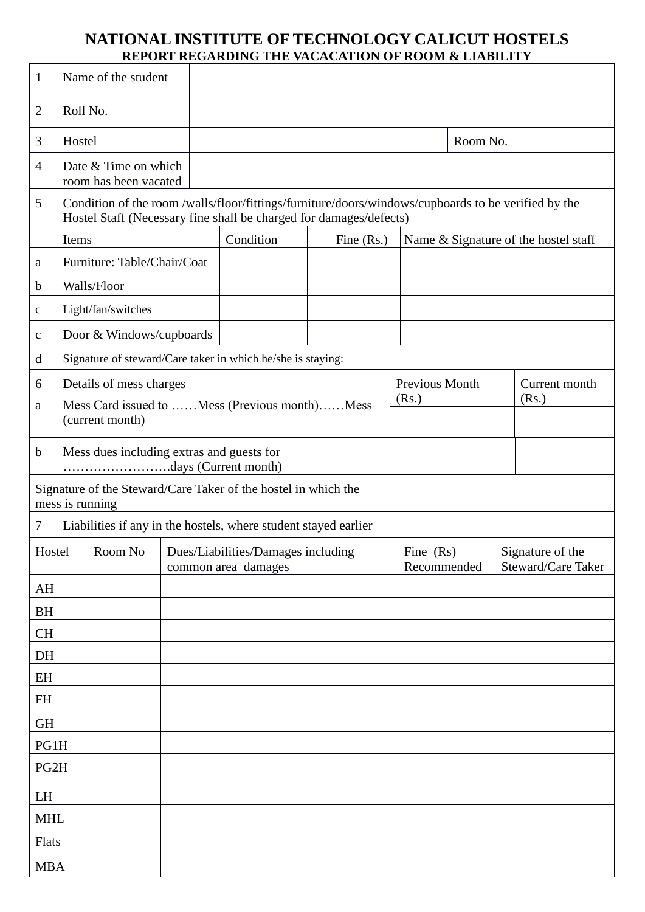# NATIONAL INSTITUTE OF TECHNOLOGY CALICUT HOSTELS

## REPORT REGARDING THE VACACATION OF ROOM & LIABILITY

| | | | | |
|---|---|---|---|---|
| 1 | Name of the student | | | |
| 2 | Roll No. | | | |
| 3 | Hostel | | Room No. | |
| 4 | Date & Time on which room has been vacated | | | |
| 5 | Condition of the room /walls/floor/fittings/furniture/doors/windows/cupboards to be verified by the Hostel Staff (Necessary fine shall be charged for damages/defects) | | | |

| | Items | Condition | Fine (Rs.) | Name & Signature of the hostel staff |
|---|---|---|---|---|
| a | Furniture: Table/Chair/Coat | | | |
| b | Walls/Floor | | | |
| c | Light/fan/switches | | | |
| c | Door & Windows/cupboards | | | |
| d | Signature of steward/Care taker in which he/she is staying: | | | |

| | | Previous Month (Rs.) | Current month (Rs.) |
|---|---|---|---|
| 6<br>a | Details of mess charges<br>Mess Card issued to ……Mess (Previous month)……Mess (current month) | | |
| b | Mess dues including extras and guests for …………………….days (Current month) | | |
| Signature of the Steward/Care Taker of the hostel in which the mess is running | | | |
| 7 | Liabilities if any in the hostels, where student stayed earlier | | |

| Hostel | Room No | Dues/Liabilities/Damages including common area damages | Fine (Rs) Recommended | Signature of the Steward/Care Taker |
|---|---|---|---|---|
| AH | | | | |
| BH | | | | |
| CH | | | | |
| DH | | | | |
| EH | | | | |
| FH | | | | |
| GH | | | | |
| PG1H | | | | |
| PG2H | | | | |
| LH | | | | |
| MHL | | | | |
| Flats | | | | |
| MBA | | | | |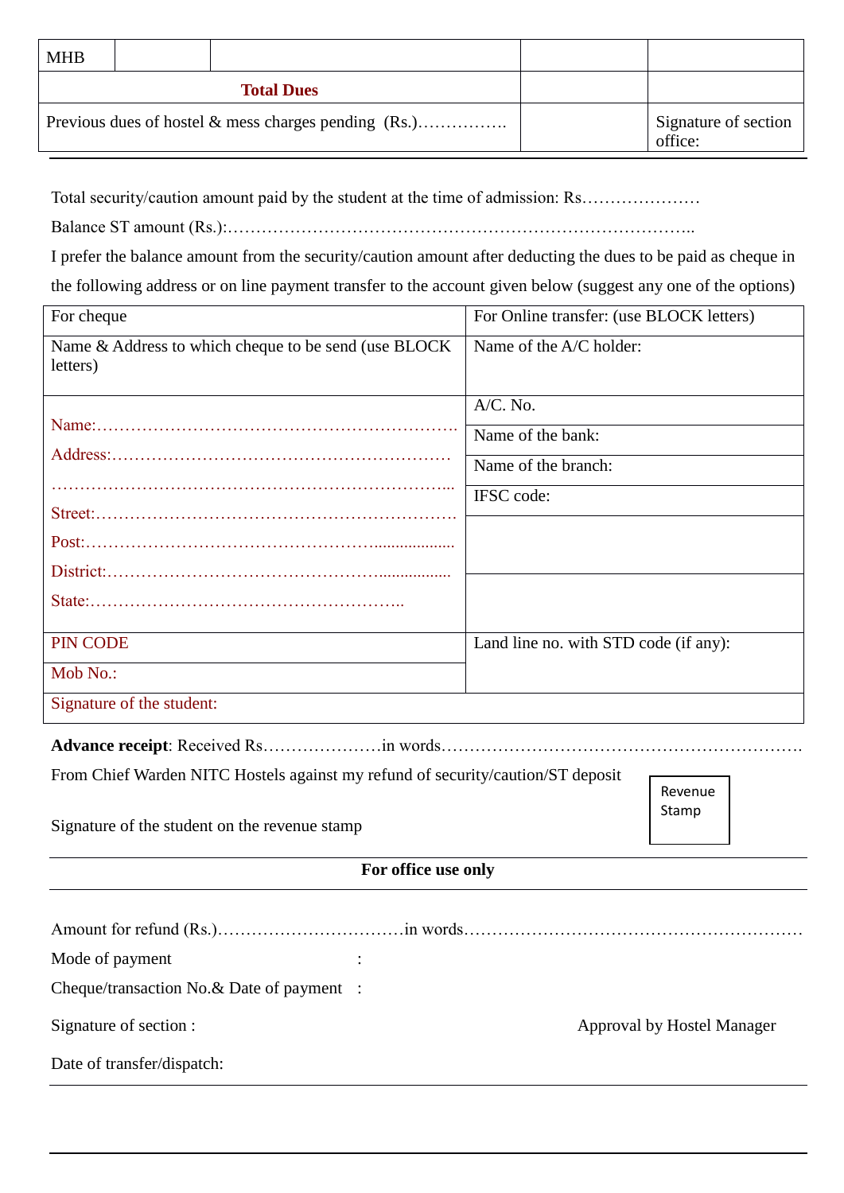| | | | | |
|---|---|---|---|---|
| MHB | | | | |
| **Total Dues** | | | | |
| Previous dues of hostel & mess charges pending (Rs.)……………. | | | | Signature of section office: |

Total security/caution amount paid by the student at the time of admission: Rs…………………

Balance ST amount (Rs.):………………………………………………………………………..

I prefer the balance amount from the security/caution amount after deducting the dues to be paid as cheque in the following address or on line payment transfer to the account given below (suggest any one of the options)

| For cheque | For Online transfer: (use BLOCK letters) |
|---|---|
| Name & Address to which cheque to be send (use BLOCK letters) | Name of the A/C holder: |
| Name:……………………………………………………… Address:…………………………………………………… …………………………………………………………... Street:……………………………………………………… Post:…………………………………………….................. District:…………………………………………................ State:……………………………………………….. | A/C. No. / Name of the bank: / Name of the branch: / IFSC code: |
| PIN CODE | Land line no. with STD code (if any): |
| Mob No.: | |
| Signature of the student: | |

**Advance receipt**: Received Rs…………………in words……………………………………………………….

From Chief Warden NITC Hostels against my refund of security/caution/ST deposit

Signature of the student on the revenue stamp

Revenue Stamp

**For office use only**

Amount for refund (Rs.)……………………………in words……………………………………………………

Mode of payment :

Cheque/transaction No.& Date of payment :

Signature of section :

Approval by Hostel Manager

Date of transfer/dispatch: